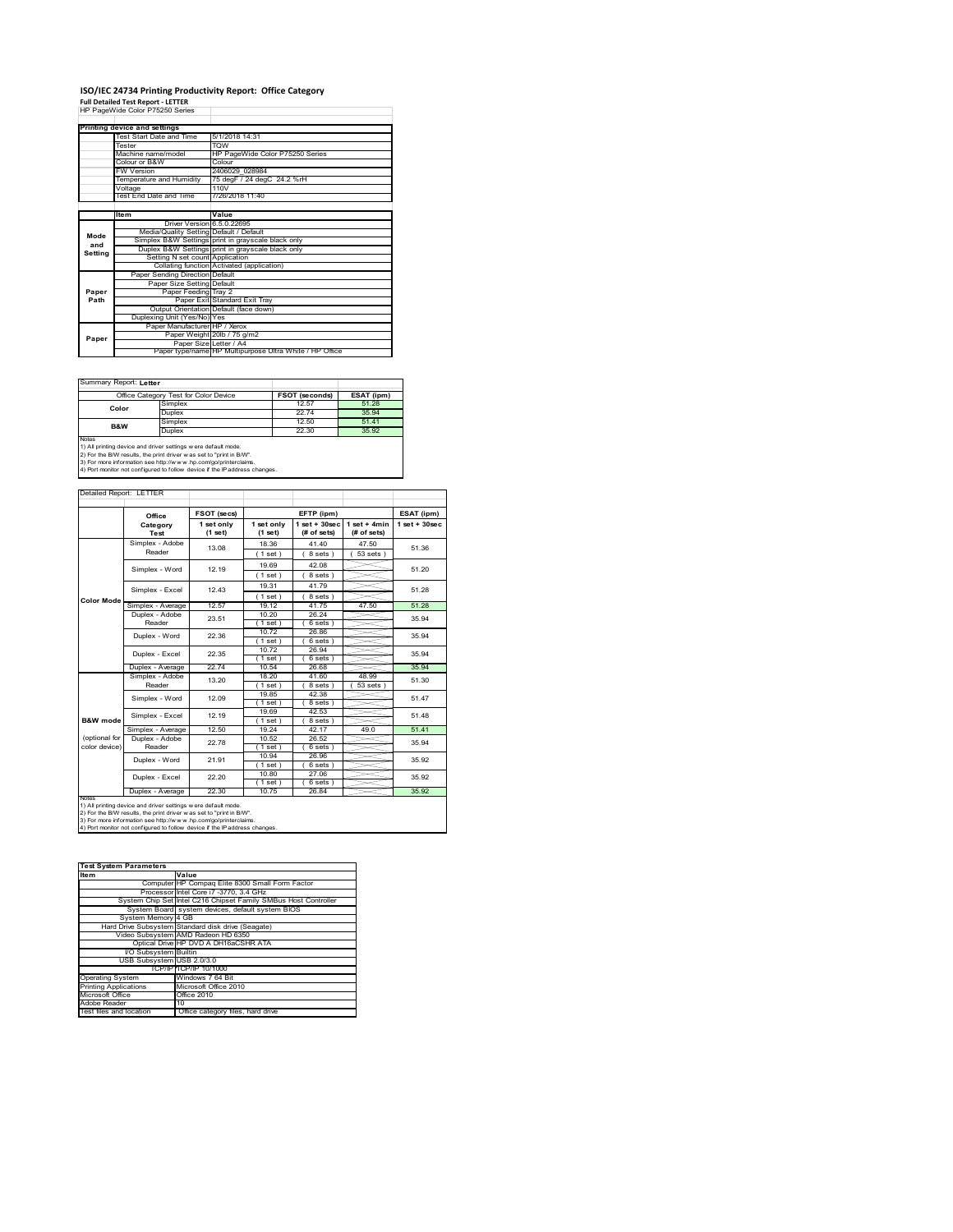# ISO/IEC 24734 Printing Productivity Report: Office Category

**Full Detailed Test Report - LETTER**

HP PageWide Color P75250 Series

| Printing device and settings | |
|---|---|
| Test Start Date and Time | 5/1/2018 14:31 |
| Tester | TQW |
| Machine name/model | HP PageWide Color P75250 Series |
| Colour or B&W | Colour |
| FW Version | 2406029_028984 |
| Temperature and Humidity | 75 degF / 24 degC 24.2 %rH |
| Voltage | 110V |
| Test End Date and Time | 7/26/2018 11:40 |

| | Item | Value |
|---|---|---|
| Mode and Setting | Driver Version | 6.5.0.22695 |
| | Media/Quality Setting | Default / Default |
| | Simplex B&W Settings | print in grayscale black only |
| | Duplex B&W Settings | print in grayscale black only |
| | Setting N set count | Application |
| | Collating function | Activated (application) |
| Paper Path | Paper Sending Direction | Default |
| | Paper Size Setting | Default |
| | Paper Feeding | Tray 2 |
| | Paper Exit | Standard Exit Tray |
| | Output Orientation | Default (face down) |
| | Duplexing Unit (Yes/No) | Yes |
| Paper | Paper Manufacturer | HP / Xerox |
| | Paper Weight | 20lb / 75 g/m2 |
| | Paper Size | Letter / A4 |
| | Paper type/name | HP Multipurpose Ultra White / HP Office |

Summary Report: **Letter**

| Office Category Test for Color Device | | FSOT (seconds) | ESAT (ipm) |
|---|---|---|---|
| Color | Simplex | 12.57 | 51.28 |
| | Duplex | 22.74 | 35.94 |
| B&W | Simplex | 12.50 | 51.41 |
| | Duplex | 22.30 | 35.92 |

Notes
1) All printing device and driver settings were default mode.
2) For the B/W results, the print driver was set to "print in B/W".
3) For more information see http://www.hp.com/go/printerclaims.
4) Port monitor not configured to follow device if the IP address changes.

Detailed Report: LETTER

| | Office Category Test | FSOT (secs) 1 set only (1 set) | EFTP (ipm) 1 set only (1 set) | EFTP (ipm) 1 set + 30sec (# of sets) | EFTP (ipm) 1 set + 4min (# of sets) | ESAT (ipm) 1 set + 30sec |
|---|---|---|---|---|---|---|
| Color Mode | Simplex - Adobe Reader | 13.08 | 18.36 (1 set) | 41.40 (8 sets) | 47.50 (53 sets) | 51.36 |
| | Simplex - Word | 12.19 | 19.69 (1 set) | 42.08 (8 sets) | | 51.20 |
| | Simplex - Excel | 12.43 | 19.31 (1 set) | 41.79 (8 sets) | | 51.28 |
| | Simplex - Average | 12.57 | 19.12 | 41.75 | 47.50 | 51.28 |
| | Duplex - Adobe Reader | 23.51 | 10.20 (1 set) | 26.24 (6 sets) | | 35.94 |
| | Duplex - Word | 22.36 | 10.72 (1 set) | 26.86 (6 sets) | | 35.94 |
| | Duplex - Excel | 22.35 | 10.72 (1 set) | 26.94 (6 sets) | | 35.94 |
| | Duplex - Average | 22.74 | 10.54 | 26.68 | | 35.94 |
| B&W mode (optional for color device) | Simplex - Adobe Reader | 13.20 | 18.20 (1 set) | 41.60 (8 sets) | 48.99 (53 sets) | 51.30 |
| | Simplex - Word | 12.09 | 19.85 (1 set) | 42.38 (8 sets) | | 51.47 |
| | Simplex - Excel | 12.19 | 19.69 (1 set) | 42.53 (8 sets) | | 51.48 |
| | Simplex - Average | 12.50 | 19.24 | 42.17 | 49.0 | 51.41 |
| | Duplex - Adobe Reader | 22.78 | 10.52 (1 set) | 26.52 (6 sets) | | 35.94 |
| | Duplex - Word | 21.91 | 10.94 (1 set) | 26.96 (6 sets) | | 35.92 |
| | Duplex - Excel | 22.20 | 10.80 (1 set) | 27.06 (6 sets) | | 35.92 |
| | Duplex - Average | 22.30 | 10.75 | 26.84 | | 35.92 |

Notes
1) All printing device and driver settings were default mode.
2) For the B/W results, the print driver was set to "print in B/W".
3) For more information see http://www.hp.com/go/printerclaims.
4) Port monitor not configured to follow device if the IP address changes.

| Test System Parameters | |
|---|---|
| Item | Value |
| Computer | HP Compaq Elite 8300 Small Form Factor |
| Processor | Intel Core i7 -3770, 3.4 GHz |
| System Chip Set | Intel C216 Chipset Family SMBus Host Controller |
| System Board | system devices, default system BIOS |
| System Memory | 4 GB |
| Hard Drive Subsystem | Standard disk drive (Seagate) |
| Video Subsystem | AMD Radeon HD 6350 |
| Optical Drive | HP DVD A DH16aCSHR ATA |
| I/O Subsystem | Builtin |
| USB Subsystem | USB 2.0/3.0 |
| TCP/IP | TCP/IP 10/1000 |
| Operating System | Windows 7 64 Bit |
| Printing Applications | Microsoft Office 2010 |
| Microsoft Office | Office 2010 |
| Adobe Reader | 10 |
| Test files and location | Office category files, hard drive |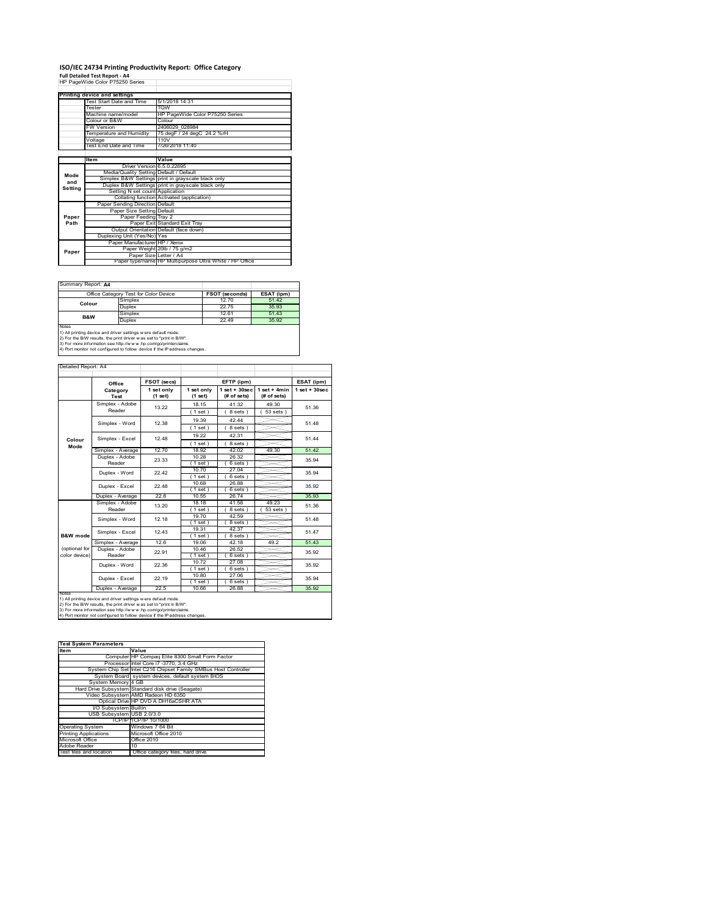# ISO/IEC 24734 Printing Productivity Report: Office Category

**Full Detailed Test Report - A4**

HP PageWide Color P75250 Series

| Printing device and settings | |
|---|---|
| Test Start Date and Time | 5/1/2018 14:31 |
| Tester | TQW |
| Machine name/model | HP PageWide Color P75250 Series |
| Colour or B&W | Colour |
| FW Version | 2406029_028984 |
| Temperature and Humidity | 75 degF / 24 degC 24.2 %rH |
| Voltage | 110V |
| Test End Date and Time | 7/26/2018 11:40 |

| | Item | Value |
|---|---|---|
| Mode and Setting | Driver Version | 6.5.0.22695 |
| | Media/Quality Setting | Default / Default |
| | Simplex B&W Settings | print in grayscale black only |
| | Duplex B&W Settings | print in grayscale black only |
| | Setting N set count | Application |
| | Collating function | Activated (application) |
| Paper Path | Paper Sending Direction | Default |
| | Paper Size Setting | Default |
| | Paper Feeding | Tray 2 |
| | Paper Exit | Standard Exit Tray |
| | Output Orientation | Default (face down) |
| | Duplexing Unit (Yes/No) | Yes |
| Paper | Paper Manufacturer | HP / Xerox |
| | Paper Weight | 20lb / 75 g/m2 |
| | Paper Size | Letter / A4 |
| | Paper type/name | HP Multipurpose Ultra White / HP Office |

Summary Report: **A4**

| Office Category Test for Color Device | | FSOT (seconds) | ESAT (ipm) |
|---|---|---|---|
| Colour | Simplex | 12.70 | 51.42 |
| | Duplex | 22.75 | 35.93 |
| B&W | Simplex | 12.61 | 51.43 |
| | Duplex | 22.49 | 35.92 |

Notes
1) All printing device and driver settings were default mode.
2) For the B/W results, the print driver was set to "print in B/W".
3) For more information see http://www.hp.com/go/printerclaims.
4) Port monitor not configured to follow device if the IP address changes.

Detailed Report: A4

| | Office Category Test | FSOT (secs) 1 set only (1 set) | EFTP (ipm) 1 set only (1 set) | EFTP (ipm) 1 set + 30sec (# of sets) | EFTP (ipm) 1 set + 4min (# of sets) | ESAT (ipm) 1 set + 30sec |
|---|---|---|---|---|---|---|
| Colour Mode | Simplex - Adobe Reader | 13.22 | 18.15 (1 set) | 41.32 (8 sets) | 49.30 (53 sets) | 51.36 |
| | Simplex - Word | 12.38 | 19.39 (1 set) | 42.44 (8 sets) | | 51.48 |
| | Simplex - Excel | 12.48 | 19.22 (1 set) | 42.31 (8 sets) | | 51.44 |
| | Simplex - Average | 12.70 | 18.92 | 42.02 | 49.30 | 51.42 |
| | Duplex - Adobe Reader | 23.33 | 10.28 (1 set) | 26.32 (6 sets) | | 35.94 |
| | Duplex - Word | 22.42 | 10.70 (1 set) | 27.04 (6 sets) | | 35.94 |
| | Duplex - Excel | 22.48 | 10.68 (1 set) | 26.88 (6 sets) | | 35.92 |
| | Duplex - Average | 22.8 | 10.55 | 26.74 | | 35.93 |
| B&W mode (optional for color device) | Simplex - Adobe Reader | 13.20 | 18.18 (1 set) | 41.58 (8 sets) | 49.23 (53 sets) | 51.36 |
| | Simplex - Word | 12.18 | 19.70 (1 set) | 42.59 (8 sets) | | 51.48 |
| | Simplex - Excel | 12.43 | 19.31 (1 set) | 42.37 (8 sets) | | 51.47 |
| | Simplex - Average | 12.6 | 19.06 | 42.18 | 49.2 | 51.43 |
| | Duplex - Adobe Reader | 22.91 | 10.46 (1 set) | 26.52 (6 sets) | | 35.92 |
| | Duplex - Word | 22.36 | 10.72 (1 set) | 27.08 (6 sets) | | 35.92 |
| | Duplex - Excel | 22.19 | 10.80 (1 set) | 27.06 (6 sets) | | 35.94 |
| | Duplex - Average | 22.5 | 10.66 | 26.88 | | 35.92 |

Notes
1) All printing device and driver settings were default mode.
2) For the B/W results, the print driver was set to "print in B/W".
3) For more information see http://www.hp.com/go/printerclaims.
4) Port monitor not configured to follow device if the IP address changes.

| Test System Parameters | |
|---|---|
| **Item** | **Value** |
| Computer | HP Compaq Elite 8300 Small Form Factor |
| Processor | Intel Core i7 -3770, 3.4 GHz |
| System Chip Set | Intel C216 Chipset Family SMBus Host Controller |
| System Board | system devices, default system BIOS |
| System Memory | 4 GB |
| Hard Drive Subsystem | Standard disk drive (Seagate) |
| Video Subsystem | AMD Radeon HD 6350 |
| Optical Drive | HP DVD A DH16aCSHR ATA |
| I/O Subsystem | Builtin |
| USB Subsystem | USB 2.0/3.0 |
| TCP/IP | TCP/IP 10/1000 |
| Operating System | Windows 7 64 Bit |
| Printing Applications | Microsoft Office 2010 |
| Microsoft Office | Office 2010 |
| Adobe Reader | 10 |
| Test files and location | Office category files, hard drive |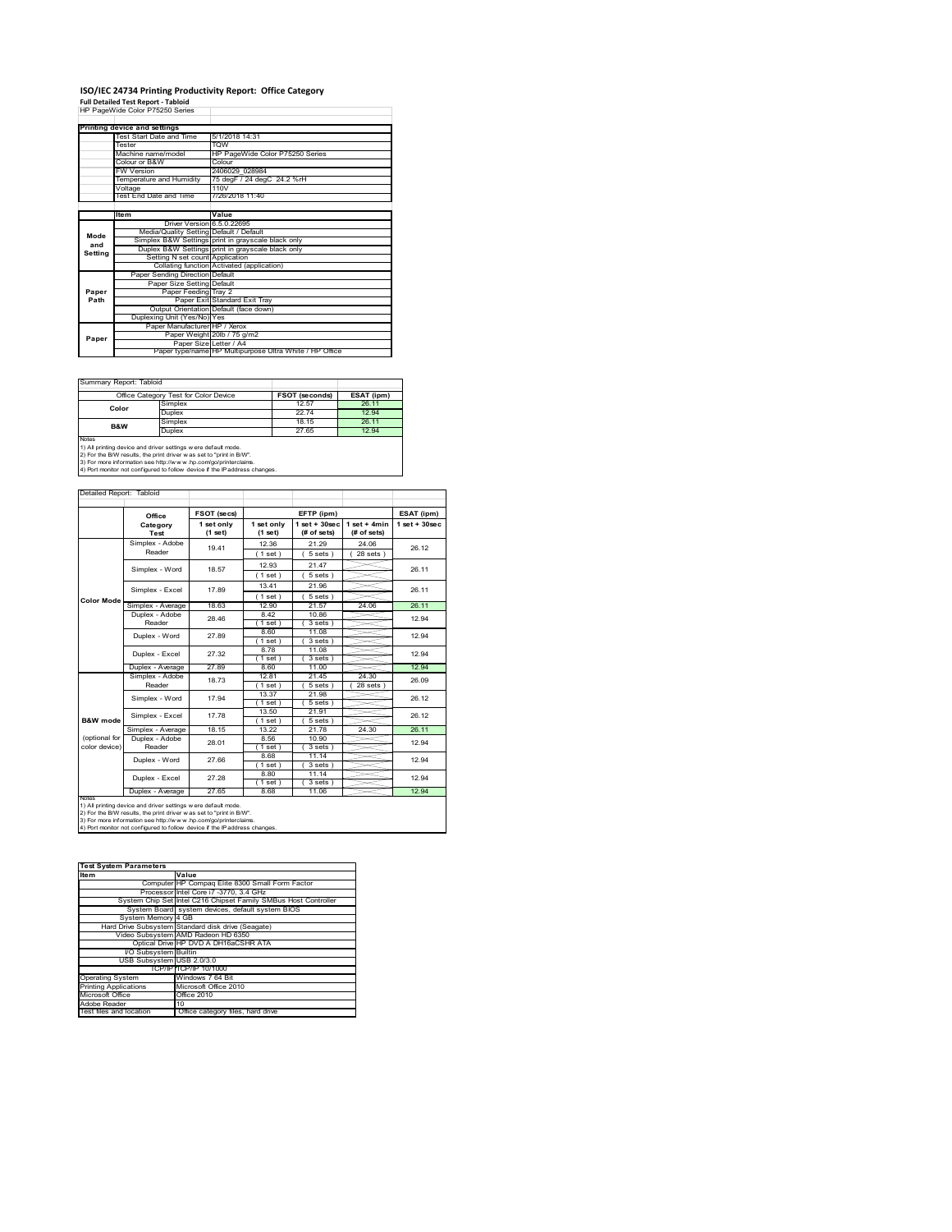# ISO/IEC 24734 Printing Productivity Report: Office Category

**Full Detailed Test Report - Tabloid**

HP PageWide Color P75250 Series

| Printing device and settings | |
|---|---|
| Test Start Date and Time | 5/1/2018 14:31 |
| Tester | TQW |
| Machine name/model | HP PageWide Color P75250 Series |
| Colour or B&W | Colour |
| FW Version | 2406029_028984 |
| Temperature and Humidity | 75 degF / 24 degC 24.2 %rH |
| Voltage | 110V |
| Test End Date and Time | 7/26/2018 11:40 |

| | Item | Value |
|---|---|---|
| Mode and Setting | Driver Version | 6.5.0.22695 |
| | Media/Quality Setting | Default / Default |
| | Simplex B&W Settings | print in grayscale black only |
| | Duplex B&W Settings | print in grayscale black only |
| | Setting N set count | Application |
| | Collating function | Activated (application) |
| Paper Path | Paper Sending Direction | Default |
| | Paper Size Setting | Default |
| | Paper Feeding | Tray 2 |
| | Paper Exit | Standard Exit Tray |
| | Output Orientation | Default (face down) |
| | Duplexing Unit (Yes/No) | Yes |
| Paper | Paper Manufacturer | HP / Xerox |
| | Paper Weight | 20lb / 75 g/m2 |
| | Paper Size | Letter / A4 |
| | Paper type/name | HP Multipurpose Ultra White / HP Office |

Summary Report: Tabloid

| Office Category Test for Color Device | | FSOT (seconds) | ESAT (ipm) |
|---|---|---|---|
| Color | Simplex | 12.57 | 26.11 |
| | Duplex | 22.74 | 12.94 |
| B&W | Simplex | 18.15 | 26.11 |
| | Duplex | 27.65 | 12.94 |

Notes
1) All printing device and driver settings were default mode.
2) For the B/W results, the print driver was set to "print in B/W".
3) For more information see http://www.hp.com/go/printerclaims.
4) Port monitor not configured to follow device if the IP address changes.

Detailed Report: Tabloid

| | Office Category Test | FSOT (secs) 1 set only (1 set) | EFTP (ipm) 1 set only (1 set) | EFTP (ipm) 1 set + 30sec (# of sets) | EFTP (ipm) 1 set + 4min (# of sets) | ESAT (ipm) 1 set + 30sec |
|---|---|---|---|---|---|---|
| Color Mode | Simplex - Adobe Reader | 19.41 | 12.36 (1 set) | 21.29 (5 sets) | 24.06 (28 sets) | 26.12 |
| | Simplex - Word | 18.57 | 12.93 (1 set) | 21.47 (5 sets) | | 26.11 |
| | Simplex - Excel | 17.89 | 13.41 (1 set) | 21.96 (5 sets) | | 26.11 |
| | Simplex - Average | 18.63 | 12.90 | 21.57 | 24.06 | 26.11 |
| | Duplex - Adobe Reader | 28.46 | 8.42 (1 set) | 10.86 (3 sets) | | 12.94 |
| | Duplex - Word | 27.89 | 8.60 (1 set) | 11.08 (3 sets) | | 12.94 |
| | Duplex - Excel | 27.32 | 8.78 (1 set) | 11.08 (3 sets) | | 12.94 |
| | Duplex - Average | 27.89 | 8.60 | 11.00 | | 12.94 |
| B&W mode (optional for color device) | Simplex - Adobe Reader | 18.73 | 12.81 (1 set) | 21.45 (5 sets) | 24.30 (28 sets) | 26.09 |
| | Simplex - Word | 17.94 | 13.37 (1 set) | 21.98 (5 sets) | | 26.12 |
| | Simplex - Excel | 17.78 | 13.50 (1 set) | 21.91 (5 sets) | | 26.12 |
| | Simplex - Average | 18.15 | 13.22 | 21.78 | 24.30 | 26.11 |
| | Duplex - Adobe Reader | 28.01 | 8.56 (1 set) | 10.90 (3 sets) | | 12.94 |
| | Duplex - Word | 27.66 | 8.68 (1 set) | 11.14 (3 sets) | | 12.94 |
| | Duplex - Excel | 27.28 | 8.80 (1 set) | 11.14 (3 sets) | | 12.94 |
| | Duplex - Average | 27.65 | 8.68 | 11.06 | | 12.94 |

Notes
1) All printing device and driver settings were default mode.
2) For the B/W results, the print driver was set to "print in B/W".
3) For more information see http://www.hp.com/go/printerclaims.
4) Port monitor not configured to follow device if the IP address changes.

| Test System Parameters | |
|---|---|
| Item | Value |
| Computer | HP Compaq Elite 8300 Small Form Factor |
| Processor | Intel Core i7 -3770, 3.4 GHz |
| System Chip Set | Intel C216 Chipset Family SMBus Host Controller |
| System Board | system devices, default system BIOS |
| System Memory | 4 GB |
| Hard Drive Subsystem | Standard disk drive (Seagate) |
| Video Subsystem | AMD Radeon HD 6350 |
| Optical Drive | HP DVD A DH16aCSHR ATA |
| I/O Subsystem | Builtin |
| USB Subsystem | USB 2.0/3.0 |
| TCP/IP | TCP/IP 10/1000 |
| Operating System | Windows 7 64 Bit |
| Printing Applications | Microsoft Office 2010 |
| Microsoft Office | Office 2010 |
| Adobe Reader | 10 |
| Test files and location | Office category files, hard drive |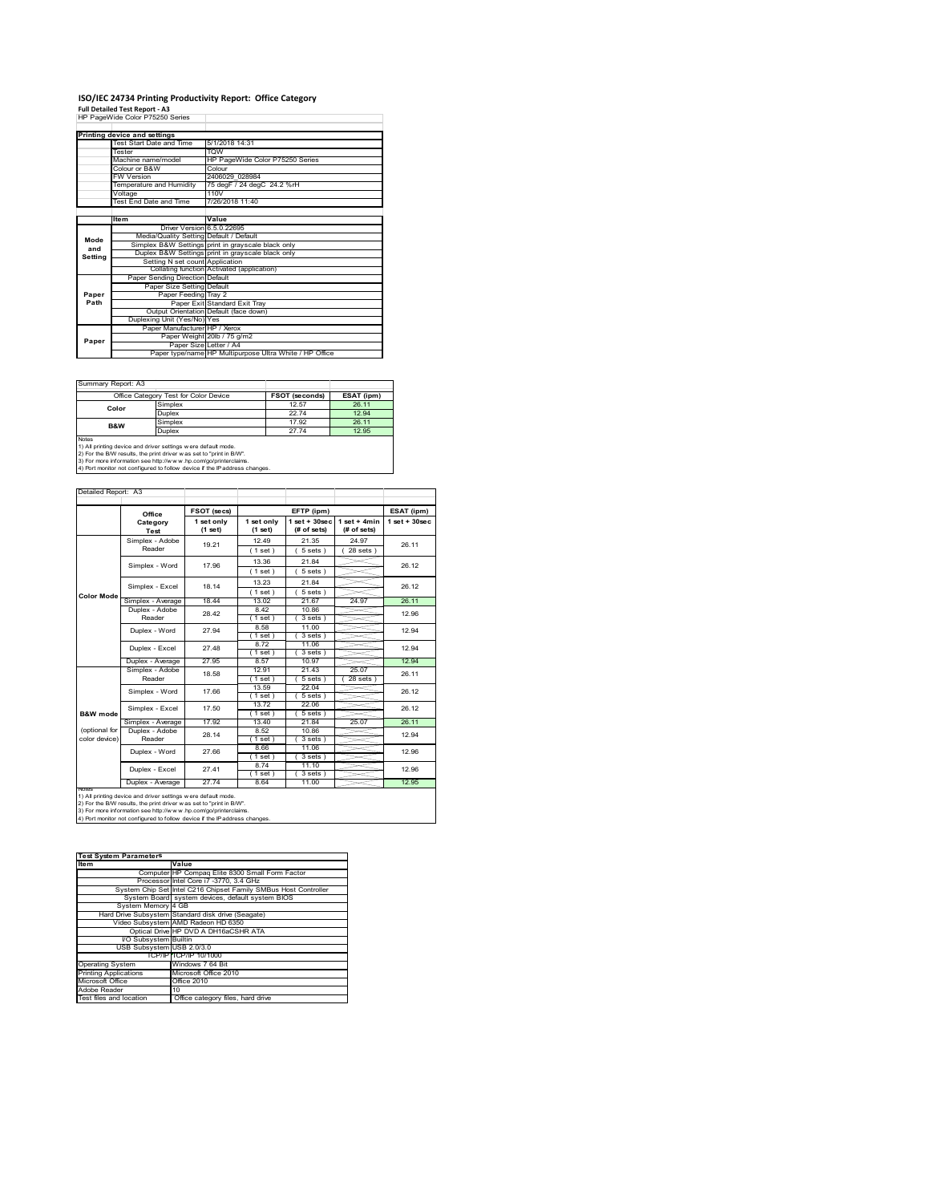# ISO/IEC 24734 Printing Productivity Report: Office Category

**Full Detailed Test Report - A3**

HP PageWide Color P75250 Series

| Printing device and settings | |
|---|---|
| Test Start Date and Time | 5/1/2018 14:31 |
| Tester | TQW |
| Machine name/model | HP PageWide Color P75250 Series |
| Colour or B&W | Colour |
| FW Version | 2406029_028984 |
| Temperature and Humidity | 75 degF / 24 degC 24.2 %rH |
| Voltage | 110V |
| Test End Date and Time | 7/26/2018 11:40 |

| | Item | Value |
|---|---|---|
| Mode and Setting | Driver Version | 6.5.0.22695 |
| | Media/Quality Setting | Default / Default |
| | Simplex B&W Settings | print in grayscale black only |
| | Duplex B&W Settings | print in grayscale black only |
| | Setting N set count | Application |
| | Collating function | Activated (application) |
| Paper Path | Paper Sending Direction | Default |
| | Paper Size Setting | Default |
| | Paper Feeding | Tray 2 |
| | Paper Exit | Standard Exit Tray |
| | Output Orientation | Default (face down) |
| | Duplexing Unit (Yes/No) | Yes |
| Paper | Paper Manufacturer | HP / Xerox |
| | Paper Weight | 20lb / 75 g/m2 |
| | Paper Size | Letter / A4 |
| | Paper type/name | HP Multipurpose Ultra White / HP Office |

Summary Report: A3

| Office Category Test for Color Device | | FSOT (seconds) | ESAT (ipm) |
|---|---|---|---|
| Color | Simplex | 12.57 | 26.11 |
| | Duplex | 22.74 | 12.94 |
| B&W | Simplex | 17.92 | 26.11 |
| | Duplex | 27.74 | 12.95 |

Notes
1) All printing device and driver settings were default mode.
2) For the B/W results, the print driver was set to "print in B/W".
3) For more information see http://www.hp.com/go/printerclaims.
4) Port monitor not configured to follow device if the IP address changes.

Detailed Report: A3

| | Office Category Test | FSOT (secs) 1 set only (1 set) | EFTP (ipm) 1 set only (1 set) | EFTP (ipm) 1 set + 30sec (# of sets) | EFTP (ipm) 1 set + 4min (# of sets) | ESAT (ipm) 1 set + 30sec |
|---|---|---|---|---|---|---|
| Color Mode | Simplex - Adobe Reader | 19.21 | 12.49 (1 set) | 21.35 (5 sets) | 24.97 (28 sets) | 26.11 |
| | Simplex - Word | 17.96 | 13.36 (1 set) | 21.84 (5 sets) | | 26.12 |
| | Simplex - Excel | 18.14 | 13.23 (1 set) | 21.84 (5 sets) | | 26.12 |
| | Simplex - Average | 18.44 | 13.02 | 21.67 | 24.97 | 26.11 |
| | Duplex - Adobe Reader | 28.42 | 8.42 (1 set) | 10.86 (3 sets) | | 12.96 |
| | Duplex - Word | 27.94 | 8.58 (1 set) | 11.00 (3 sets) | | 12.94 |
| | Duplex - Excel | 27.48 | 8.72 (1 set) | 11.06 (3 sets) | | 12.94 |
| | Duplex - Average | 27.95 | 8.57 | 10.97 | | 12.94 |
| B&W mode (optional for color device) | Simplex - Adobe Reader | 18.58 | 12.91 (1 set) | 21.43 (5 sets) | 25.07 (28 sets) | 26.11 |
| | Simplex - Word | 17.66 | 13.59 (1 set) | 22.04 (5 sets) | | 26.12 |
| | Simplex - Excel | 17.50 | 13.72 (1 set) | 22.06 (5 sets) | | 26.12 |
| | Simplex - Average | 17.92 | 13.40 | 21.84 | 25.07 | 26.11 |
| | Duplex - Adobe Reader | 28.14 | 8.52 (1 set) | 10.86 (3 sets) | | 12.94 |
| | Duplex - Word | 27.66 | 8.66 (1 set) | 11.06 (3 sets) | | 12.96 |
| | Duplex - Excel | 27.41 | 8.74 (1 set) | 11.10 (3 sets) | | 12.96 |
| | Duplex - Average | 27.74 | 8.64 | 11.00 | | 12.95 |

Notes
1) All printing device and driver settings were default mode.
2) For the B/W results, the print driver was set to "print in B/W".
3) For more information see http://www.hp.com/go/printerclaims.
4) Port monitor not configured to follow device if the IP address changes.

| Test System Parameters | |
|---|---|
| **Item** | **Value** |
| Computer | HP Compaq Elite 8300 Small Form Factor |
| Processor | Intel Core i7 -3770, 3.4 GHz |
| System Chip Set | Intel C216 Chipset Family SMBus Host Controller |
| System Board | system devices, default system BIOS |
| System Memory | 4 GB |
| Hard Drive Subsystem | Standard disk drive (Seagate) |
| Video Subsystem | AMD Radeon HD 6350 |
| Optical Drive | HP DVD A DH16aCSHR ATA |
| I/O Subsystem | Builtin |
| USB Subsystem | USB 2.0/3.0 |
| TCP/IP | TCP/IP 10/1000 |
| Operating System | Windows 7 64 Bit |
| Printing Applications | Microsoft Office 2010 |
| Microsoft Office | Office 2010 |
| Adobe Reader | 10 |
| Test files and location | Office category files, hard drive |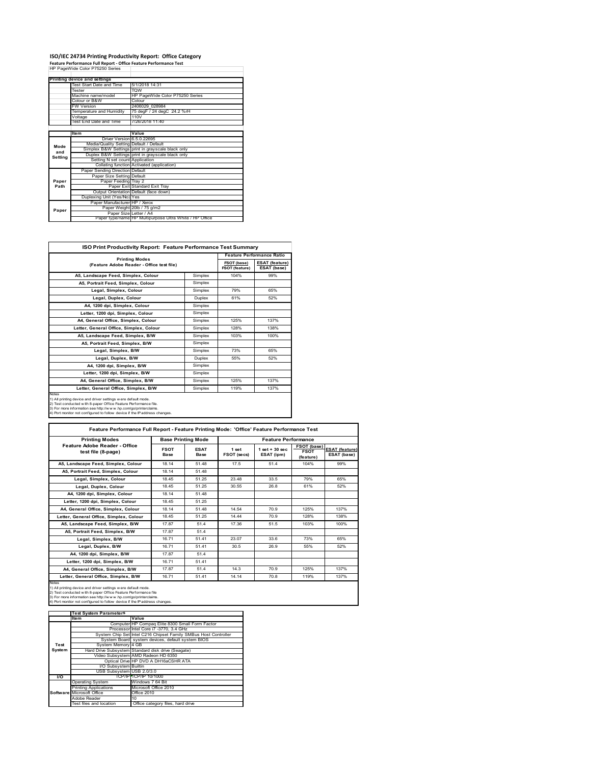# ISO/IEC 24734 Printing Productivity Report: Office Category

**Feature Performance Full Report - Office Feature Performance Test**

HP PageWide Color P75250 Series

| Printing device and settings | |
|---|---|
| Test Start Date and Time | 5/1/2018 14:31 |
| Tester | TQW |
| Machine name/model | HP PageWide Color P75250 Series |
| Colour or B&W | Colour |
| FW Version | 2406029_028984 |
| Temperature and Humidity | 75 degF / 24 degC 24.2 %rH |
| Voltage | 110V |
| Test End Date and Time | 7/26/2018 11:40 |

| | Item | Value |
|---|---|---|
| Mode and Setting | Driver Version | 6.5.0.22695 |
| | Media/Quality Setting | Default / Default |
| | Simplex B&W Settings | print in grayscale black only |
| | Duplex B&W Settings | print in grayscale black only |
| | Setting N set count | Application |
| | Collating function | Activated (application) |
| Paper Path | Paper Sending Direction | Default |
| | Paper Size Setting | Default |
| | Paper Feeding | Tray 2 |
| | Paper Exit | Standard Exit Tray |
| | Output Orientation | Default (face down) |
| | Duplexing Unit (Yes/No) | Yes |
| Paper | Paper Manufacturer | HP / Xerox |
| | Paper Weight | 20lb / 75 g/m2 |
| | Paper Size | Letter / A4 |
| | Paper type/name | HP Multipurpose Ultra White / HP Office |

## ISO Print Productivity Report: Feature Performance Test Summary

| Printing Modes (Feature Adobe Reader - Office test file) | | Feature Performance Ratio | |
|---|---|---|---|
| | | FSOT (base) FSOT (feature) | ESAT (feature) ESAT (base) |
| A5, Landscape Feed, Simplex, Colour | Simplex | 104% | 99% |
| A5, Portrait Feed, Simplex, Colour | Simplex | | |
| Legal, Simplex, Colour | Simplex | 79% | 65% |
| Legal, Duplex, Colour | Duplex | 61% | 52% |
| A4, 1200 dpi, Simplex, Colour | Simplex | | |
| Letter, 1200 dpi, Simplex, Colour | Simplex | | |
| A4, General Office, Simplex, Colour | Simplex | 125% | 137% |
| Letter, General Office, Simplex, Colour | Simplex | 128% | 138% |
| A5, Landscape Feed, Simplex, B/W | Simplex | 103% | 100% |
| A5, Portrait Feed, Simplex, B/W | Simplex | | |
| Legal, Simplex, B/W | Simplex | 73% | 65% |
| Legal, Duplex, B/W | Duplex | 55% | 52% |
| A4, 1200 dpi, Simplex, B/W | Simplex | | |
| Letter, 1200 dpi, Simplex, B/W | Simplex | | |
| A4, General Office, Simplex, B/W | Simplex | 125% | 137% |
| Letter, General Office, Simplex, B/W | Simplex | 119% | 137% |

Notes
1) All printing device and driver settings were default mode.
2) Test conducted with 8-paper Office Feature Performance file.
3) For more information see http://www.hp.com/go/printerclaims.
4) Port monitor not configured to follow device if the IP address changes.

## Feature Performance Full Report - Feature Printing Mode: 'Office' Feature Performance Test

| Printing Modes | Base Printing Mode | | Feature Performance | | | |
|---|---|---|---|---|---|---|
| Feature Adobe Reader - Office test file (8-page) | FSOT Base | ESAT Base | 1 set FSOT (secs) | 1 set + 30 sec ESAT (ipm) | FSOT (base) FSOT (feature) | ESAT (feature) ESAT (base) |
| A5, Landscape Feed, Simplex, Colour | 18.14 | 51.48 | 17.5 | 51.4 | 104% | 99% |
| A5, Portrait Feed, Simplex, Colour | 18.14 | 51.48 | | | | |
| Legal, Simplex, Colour | 18.45 | 51.25 | 23.48 | 33.5 | 79% | 65% |
| Legal, Duplex, Colour | 18.45 | 51.25 | 30.55 | 26.8 | 61% | 52% |
| A4, 1200 dpi, Simplex, Colour | 18.14 | 51.48 | | | | |
| Letter, 1200 dpi, Simplex, Colour | 18.45 | 51.25 | | | | |
| A4, General Office, Simplex, Colour | 18.14 | 51.48 | 14.54 | 70.9 | 125% | 137% |
| Letter, General Office, Simplex, Colour | 18.45 | 51.25 | 14.44 | 70.9 | 128% | 138% |
| A5, Landscape Feed, Simplex, B/W | 17.87 | 51.4 | 17.36 | 51.5 | 103% | 100% |
| A5, Portrait Feed, Simplex, B/W | 17.87 | 51.4 | | | | |
| Legal, Simplex, B/W | 16.71 | 51.41 | 23.07 | 33.6 | 73% | 65% |
| Legal, Duplex, B/W | 16.71 | 51.41 | 30.5 | 26.9 | 55% | 52% |
| A4, 1200 dpi, Simplex, B/W | 17.87 | 51.4 | | | | |
| Letter, 1200 dpi, Simplex, B/W | 16.71 | 51.41 | | | | |
| A4, General Office, Simplex, B/W | 17.87 | 51.4 | 14.3 | 70.9 | 125% | 137% |
| Letter, General Office, Simplex, B/W | 16.71 | 51.41 | 14.14 | 70.8 | 119% | 137% |

Notes
1) All printing device and driver settings were default mode.
2) Test conducted with 8-paper Office Feature Performance file
3) For more information see http://www.hp.com/go/printerclaims.
4) Port monitor not configured to follow device if the IP address changes.

| | Test System Parameters | |
|---|---|---|
| | Item | Value |
| Test System | Computer | HP Compaq Elite 8300 Small Form Factor |
| | Processor | Intel Core i7 -3770, 3.4 GHz |
| | System Chip Set | Intel C216 Chipset Family SMBus Host Controller |
| | System Board | system devices, default system BIOS |
| | System Memory | 4 GB |
| | Hard Drive Subsystem | Standard disk drive (Seagate) |
| | Video Subsystem | AMD Radeon HD 6350 |
| | Optical Drive | HP DVD A DH16aCSHR ATA |
| | I/O Subsystem | Builtin |
| | USB Subsystem | USB 2.0/3.0 |
| I/O | TCP/IP | TCP/IP 10/1000 |
| Software | Operating System | Windows 7 64 Bit |
| | Printing Applications | Microsoft Office 2010 |
| | Microsoft Office | Office 2010 |
| | Adobe Reader | 10 |
| | Test files and location | Office category files, hard drive |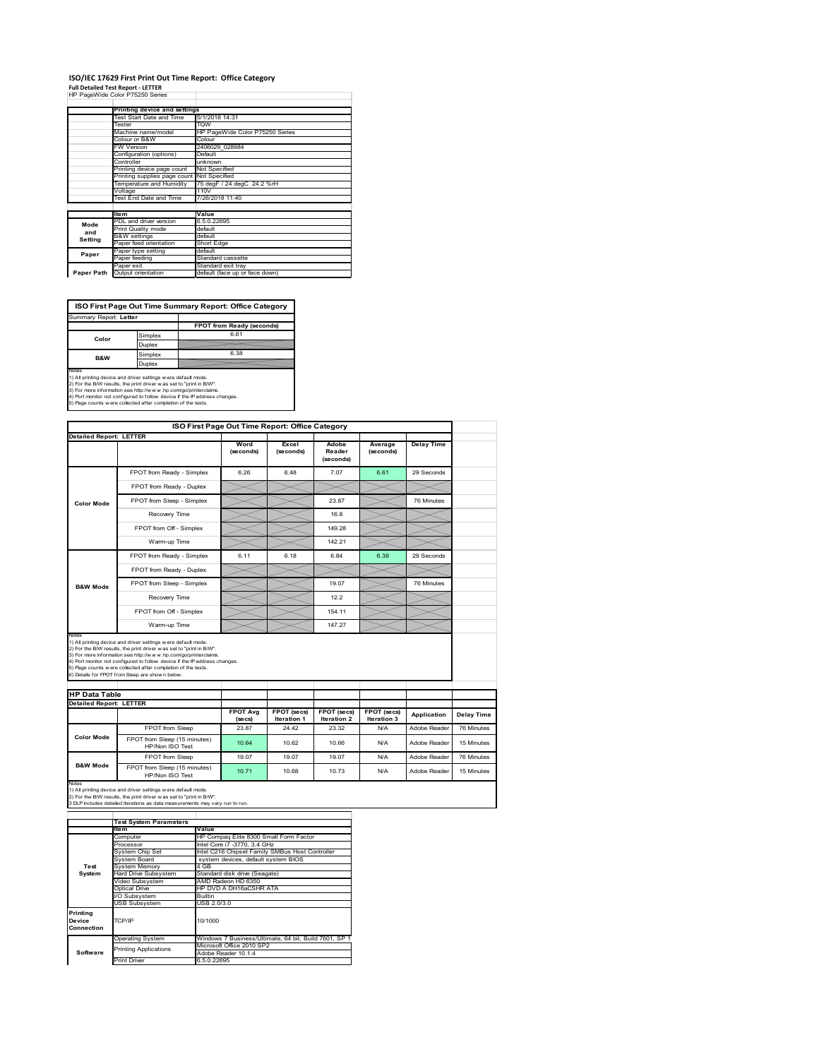# ISO/IEC 17629 First Print Out Time Report: Office Category

**Full Detailed Test Report - LETTER**

HP PageWide Color P75250 Series

| | Printing device and settings | |
|---|---|---|
| | Test Start Date and Time | 5/1/2018 14:31 |
| | Tester | TQW |
| | Machine name/model | HP PageWide Color P75250 Series |
| | Colour or B&W | Colour |
| | FW Version | 2406029_028984 |
| | Configuration (options) | Default |
| | Controller | unknown |
| | Printing device page count | Not Specified |
| | Printing supplies page count | Not Specified |
| | Temperature and Humidity | 75 degF / 24 degC 24.2 %rH |
| | Voltage | 110V |
| | Test End Date and Time | 7/26/2018 11:40 |

| | Item | Value |
|---|---|---|
| Mode and Setting | PDL and driver version | 6.5.0.22695 |
| | Print Quality mode | default |
| | B&W settings | default |
| | Paper feed orientation | Short Edge |
| Paper | Paper type setting | default |
| | Paper feeding | Standard cassette |
| | Paper exit | Standard exit tray |
| Paper Path | Output orientation | default (face up or face down) |

**ISO First Page Out Time Summary Report: Office Category**

Summary Report: **Letter**

| | | FPOT from Ready (seconds) |
|---|---|---|
| Color | Simplex | 6.61 |
| | Duplex | |
| B&W | Simplex | 6.38 |
| | Duplex | |

Notes
1) All printing device and driver settings were default mode.
2) For the B/W results, the print driver was set to "print in B/W".
3) For more information see http://www.hp.com/go/printerclaims.
4) Port monitor not configured to follow device if the IP address changes.
5) Page counts were collected after completion of the tests.

**ISO First Page Out Time Report: Office Category**

| Detailed Report: LETTER | | Word (seconds) | Excel (seconds) | Adobe Reader (seconds) | Average (seconds) | Delay Time |
|---|---|---|---|---|---|---|
| Color Mode | FPOT from Ready - Simplex | 6.26 | 6.48 | 7.07 | 6.61 | 29 Seconds |
| | FPOT from Ready - Duplex | | | | | |
| | FPOT from Sleep - Simplex | | | 23.87 | | 76 Minutes |
| | Recovery Time | | | 16.8 | | |
| | FPOT from Off - Simplex | | | 149.28 | | |
| | Warm-up Time | | | 142.21 | | |
| B&W Mode | FPOT from Ready - Simplex | 6.11 | 6.18 | 6.84 | 6.38 | 29 Seconds |
| | FPOT from Ready - Duplex | | | | | |
| | FPOT from Sleep - Simplex | | | 19.07 | | 76 Minutes |
| | Recovery Time | | | 12.2 | | |
| | FPOT from Off - Simplex | | | 154.11 | | |
| | Warm-up Time | | | 147.27 | | |

Notes
1) All printing device and driver settings were default mode.
2) For the B/W results, the print driver was set to "print in B/W".
3) For more information see http://www.hp.com/go/printerclaims.
4) Port monitor not configured to follow device if the IP address changes.
5) Page counts were collected after completion of the tests.
6) Details for FPOT from Sleep are shown below.

**HP Data Table**

| Detailed Report: LETTER | | FPOT Avg (secs) | FPOT (secs) Iteration 1 | FPOT (secs) Iteration 2 | FPOT (secs) Iteration 3 | Application | Delay Time |
|---|---|---|---|---|---|---|---|
| Color Mode | FPOT from Sleep | 23.87 | 24.42 | 23.32 | N/A | Adobe Reader | 76 Minutes |
| | FPOT from Sleep (15 minutes) HP/Non ISO Test | 10.64 | 10.62 | 10.66 | N/A | Adobe Reader | 15 Minutes |
| B&W Mode | FPOT from Sleep | 19.07 | 19.07 | 19.07 | N/A | Adobe Reader | 76 Minutes |
| | FPOT from Sleep (15 minutes) HP/Non ISO Test | 10.71 | 10.68 | 10.73 | N/A | Adobe Reader | 15 Minutes |

Notes
1) All printing device and driver settings were default mode.
2) For the B/W results, the print driver was set to "print in B/W".
3 DLP includes detailed iterations as data measurements may vary run to run.

| | Test System Parameters | |
|---|---|---|
| | Item | Value |
| Test System | Computer | HP Compaq Elite 8300 Small Form Factor |
| | Processor | Intel Core i7 -3770, 3.4 GHz |
| | System Chip Set | Intel C216 Chipset Family SMBus Host Controller |
| | System Board | system devices, default system BIOS |
| | System Memory | 4 GB |
| | Hard Drive Subsystem | Standard disk drive (Seagate) |
| | Video Subsystem | AMD Radeon HD 6350 |
| | Optical Drive | HP DVD A DH16aCSHR ATA |
| | I/O Subsystem | Builtin |
| | USB Subsystem | USB 2.0/3.0 |
| Printing Device Connection | TCP/IP | 10/1000 |
| Software | Operating System | Windows 7 Business/Ultimate, 64 bit, Build 7601, SP 1 |
| | Printing Applications | Microsoft Office 2010 SP2 |
| | | Adobe Reader 10.1.4 |
| | Print Driver | 6.5.0.22695 |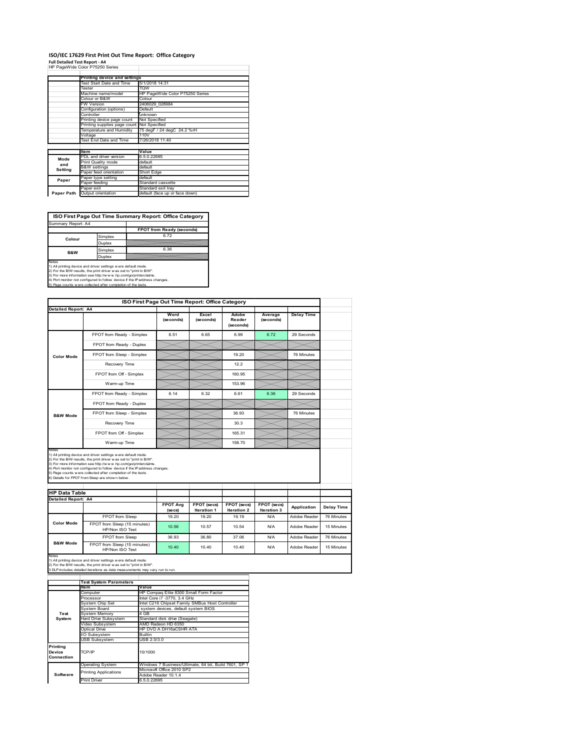# ISO/IEC 17629 First Print Out Time Report: Office Category

**Full Detailed Test Report - A4**

HP PageWide Color P75250 Series

| | | |
|---|---|---|
| | **Printing device and settings** | |
| | Test Start Date and Time | 5/1/2018 14:31 |
| | Tester | TQW |
| | Machine name/model | HP PageWide Color P75250 Series |
| | Colour or B&W | Colour |
| | FW Version | 2406029_028984 |
| | Configuration (options) | Default |
| | Controller | unknown |
| | Printing device page count | Not Specified |
| | Printing supplies page count | Not Specified |
| | Temperature and Humidity | 75 degF / 24 degC 24.2 %rH |
| | Voltage | 110V |
| | Test End Date and Time | 7/26/2018 11:40 |

| | | |
|---|---|---|
| | **Item** | **Value** |
| Mode and Setting | PDL and driver version | 6.5.0.22695 |
| | Print Quality mode | default |
| | B&W settings | default |
| | Paper feed orientation | Short Edge |
| Paper | Paper type setting | default |
| | Paper feeding | Standard cassette |
| Paper Path | Paper exit | Standard exit tray |
| | Output orientation | default (face up or face down) |

**ISO First Page Out Time Summary Report: Office Category**

| Summary Report: A4 | | |
|---|---|---|
| | | **FPOT from Ready (seconds)** |
| Colour | Simplex | 6.72 |
| | Duplex | |
| B&W | Simplex | 6.36 |
| | Duplex | |

Notes
1) All printing device and driver settings were default mode.
2) For the B/W results, the print driver was set to "print in B/W".
3) For more information see http://www.hp.com/go/printerclaims.
4) Port monitor not configured to follow device if the IP address changes.
5) Page counts were collected after completion of the tests.

**ISO First Page Out Time Report: Office Category**

| Detailed Report: A4 | | Word (seconds) | Excel (seconds) | Adobe Reader (seconds) | Average (seconds) | Delay Time |
|---|---|---|---|---|---|---|
| Color Mode | FPOT from Ready - Simplex | 6.51 | 6.65 | 6.99 | 6.72 | 29 Seconds |
| | FPOT from Ready - Duplex | | | | | |
| | FPOT from Sleep - Simplex | | | 19.20 | | 76 Minutes |
| | Recovery Time | | | 12.2 | | |
| | FPOT from Off - Simplex | | | 160.95 | | |
| | Warm-up Time | | | 153.96 | | |
| B&W Mode | FPOT from Ready - Simplex | 6.14 | 6.32 | 6.61 | 6.36 | 29 Seconds |
| | FPOT from Ready - Duplex | | | | | |
| | FPOT from Sleep - Simplex | | | 36.93 | | 76 Minutes |
| | Recovery Time | | | 30.3 | | |
| | FPOT from Off - Simplex | | | 165.31 | | |
| | Warm-up Time | | | 158.70 | | |

Notes
1) All printing device and driver settings were default mode.
2) For the B/W results, the print driver was set to "print in B/W".
3) For more information see http://www.hp.com/go/printerclaims.
4) Port monitor not configured to follow device if the IP address changes.
5) Page counts were collected after completion of the tests.
6) Details for FPOT from Sleep are shown below.

**HP Data Table**

| Detailed Report: A4 | | FPOT Avg (secs) | FPOT (secs) Iteration 1 | FPOT (secs) Iteration 2 | FPOT (secs) Iteration 3 | Application | Delay Time |
|---|---|---|---|---|---|---|---|
| Color Mode | FPOT from Sleep | 19.20 | 19.20 | 19.19 | N/A | Adobe Reader | 76 Minutes |
| | FPOT from Sleep (15 minutes) HP/Non ISO Test | 10.56 | 10.57 | 10.54 | N/A | Adobe Reader | 15 Minutes |
| B&W Mode | FPOT from Sleep | 36.93 | 36.80 | 37.06 | N/A | Adobe Reader | 76 Minutes |
| | FPOT from Sleep (15 minutes) HP/Non ISO Test | 10.40 | 10.40 | 10.40 | N/A | Adobe Reader | 15 Minutes |

Notes
1) All printing device and driver settings were default mode.
2) For the B/W results, the print driver was set to "print in B/W".
3 DLP includes detailed iterations as data measurements may vary run to run.

| | | |
|---|---|---|
| | **Test System Parameters** | |
| | **Item** | **Value** |
| Test System | Computer | HP Compaq Elite 8300 Small Form Factor |
| | Processor | Intel Core i7 -3770, 3.4 GHz |
| | System Chip Set | Intel C216 Chipset Family SMBus Host Controller |
| | System Board | system devices, default system BIOS |
| | System Memory | 4 GB |
| | Hard Drive Subsystem | Standard disk drive (Seagate) |
| | Video Subsystem | AMD Radeon HD 6350 |
| | Optical Drive | HP DVD A DH16aCSHR ATA |
| | I/O Subsystem | Builtin |
| | USB Subsystem | USB 2.0/3.0 |
| Printing Device Connection | TCP/IP | 10/1000 |
| Software | Operating System | Windows 7 Business/Ultimate, 64 bit, Build 7601, SP 1 |
| | Printing Applications | Microsoft Office 2010 SP2<br>Adobe Reader 10.1.4 |
| | Print Driver | 6.5.0.22695 |